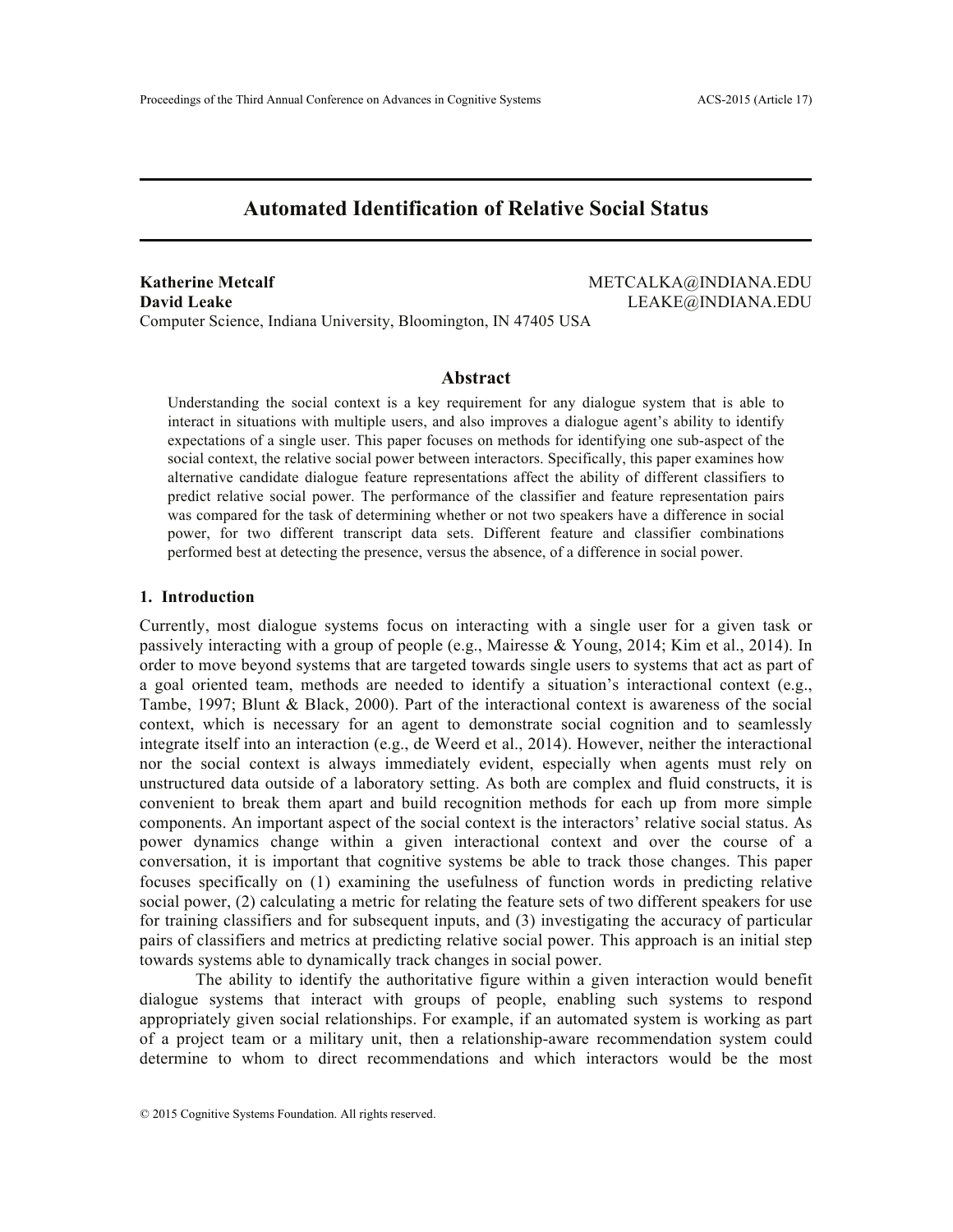# Automated Identification of Relative Social Status

**Katherine Metcalf** METCALKA@INDIANA.EDU
**David Leake** LEAKE@INDIANA.EDU
Computer Science, Indiana University, Bloomington, IN 47405 USA

## Abstract

Understanding the social context is a key requirement for any dialogue system that is able to interact in situations with multiple users, and also improves a dialogue agent's ability to identify expectations of a single user. This paper focuses on methods for identifying one sub-aspect of the social context, the relative social power between interactors. Specifically, this paper examines how alternative candidate dialogue feature representations affect the ability of different classifiers to predict relative social power. The performance of the classifier and feature representation pairs was compared for the task of determining whether or not two speakers have a difference in social power, for two different transcript data sets. Different feature and classifier combinations performed best at detecting the presence, versus the absence, of a difference in social power.

## 1. Introduction

Currently, most dialogue systems focus on interacting with a single user for a given task or passively interacting with a group of people (e.g., Mairesse & Young, 2014; Kim et al., 2014). In order to move beyond systems that are targeted towards single users to systems that act as part of a goal oriented team, methods are needed to identify a situation's interactional context (e.g., Tambe, 1997; Blunt & Black, 2000). Part of the interactional context is awareness of the social context, which is necessary for an agent to demonstrate social cognition and to seamlessly integrate itself into an interaction (e.g., de Weerd et al., 2014). However, neither the interactional nor the social context is always immediately evident, especially when agents must rely on unstructured data outside of a laboratory setting. As both are complex and fluid constructs, it is convenient to break them apart and build recognition methods for each up from more simple components. An important aspect of the social context is the interactors' relative social status. As power dynamics change within a given interactional context and over the course of a conversation, it is important that cognitive systems be able to track those changes. This paper focuses specifically on (1) examining the usefulness of function words in predicting relative social power, (2) calculating a metric for relating the feature sets of two different speakers for use for training classifiers and for subsequent inputs, and (3) investigating the accuracy of particular pairs of classifiers and metrics at predicting relative social power. This approach is an initial step towards systems able to dynamically track changes in social power.

The ability to identify the authoritative figure within a given interaction would benefit dialogue systems that interact with groups of people, enabling such systems to respond appropriately given social relationships. For example, if an automated system is working as part of a project team or a military unit, then a relationship-aware recommendation system could determine to whom to direct recommendations and which interactors would be the most

© 2015 Cognitive Systems Foundation. All rights reserved.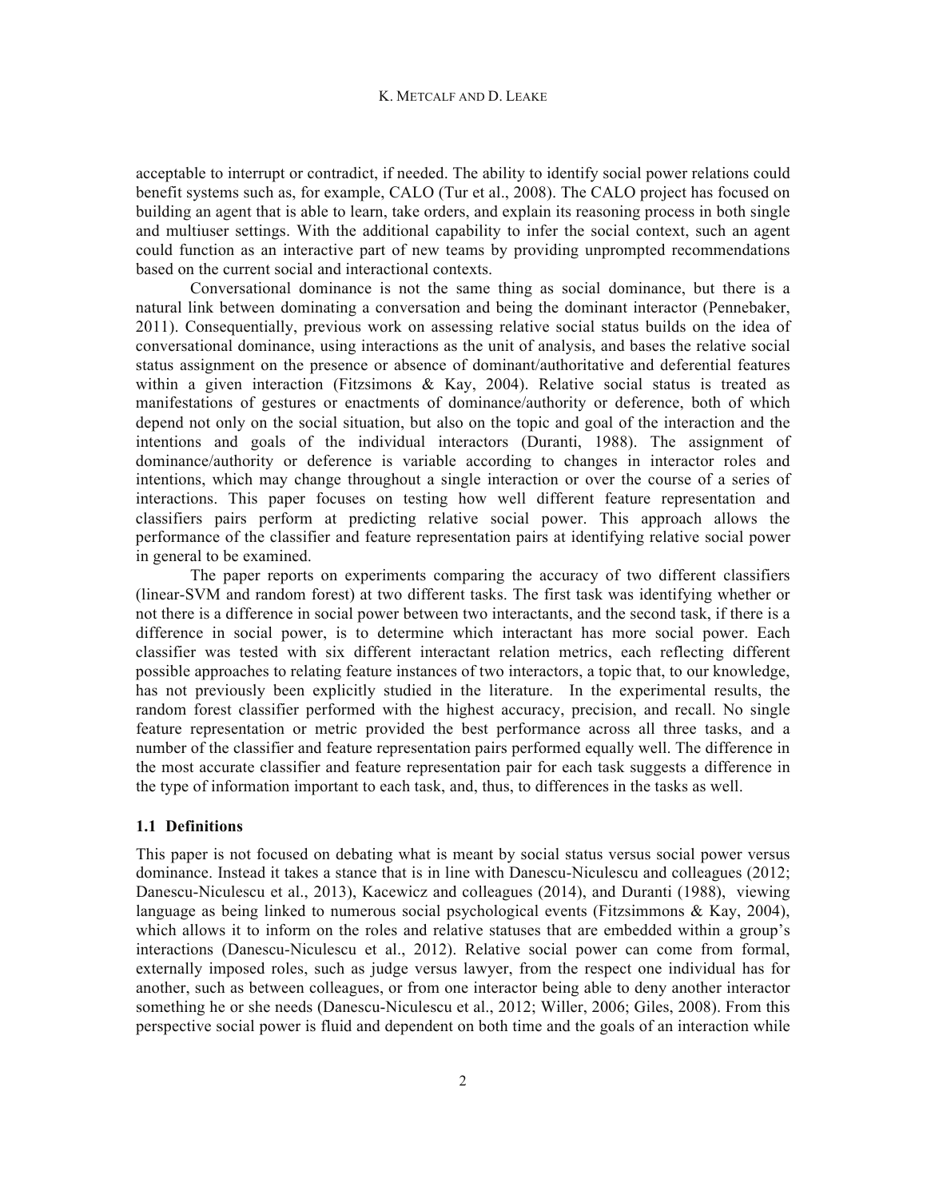acceptable to interrupt or contradict, if needed. The ability to identify social power relations could benefit systems such as, for example, CALO (Tur et al., 2008). The CALO project has focused on building an agent that is able to learn, take orders, and explain its reasoning process in both single and multiuser settings. With the additional capability to infer the social context, such an agent could function as an interactive part of new teams by providing unprompted recommendations based on the current social and interactional contexts.

Conversational dominance is not the same thing as social dominance, but there is a natural link between dominating a conversation and being the dominant interactor (Pennebaker, 2011). Consequentially, previous work on assessing relative social status builds on the idea of conversational dominance, using interactions as the unit of analysis, and bases the relative social status assignment on the presence or absence of dominant/authoritative and deferential features within a given interaction (Fitzsimons & Kay, 2004). Relative social status is treated as manifestations of gestures or enactments of dominance/authority or deference, both of which depend not only on the social situation, but also on the topic and goal of the interaction and the intentions and goals of the individual interactors (Duranti, 1988). The assignment of dominance/authority or deference is variable according to changes in interactor roles and intentions, which may change throughout a single interaction or over the course of a series of interactions. This paper focuses on testing how well different feature representation and classifiers pairs perform at predicting relative social power. This approach allows the performance of the classifier and feature representation pairs at identifying relative social power in general to be examined.

The paper reports on experiments comparing the accuracy of two different classifiers (linear-SVM and random forest) at two different tasks. The first task was identifying whether or not there is a difference in social power between two interactants, and the second task, if there is a difference in social power, is to determine which interactant has more social power. Each classifier was tested with six different interactant relation metrics, each reflecting different possible approaches to relating feature instances of two interactors, a topic that, to our knowledge, has not previously been explicitly studied in the literature. In the experimental results, the random forest classifier performed with the highest accuracy, precision, and recall. No single feature representation or metric provided the best performance across all three tasks, and a number of the classifier and feature representation pairs performed equally well. The difference in the most accurate classifier and feature representation pair for each task suggests a difference in the type of information important to each task, and, thus, to differences in the tasks as well.

### 1.1 Definitions

This paper is not focused on debating what is meant by social status versus social power versus dominance. Instead it takes a stance that is in line with Danescu-Niculescu and colleagues (2012; Danescu-Niculescu et al., 2013), Kacewicz and colleagues (2014), and Duranti (1988), viewing language as being linked to numerous social psychological events (Fitzsimmons & Kay, 2004), which allows it to inform on the roles and relative statuses that are embedded within a group's interactions (Danescu-Niculescu et al., 2012). Relative social power can come from formal, externally imposed roles, such as judge versus lawyer, from the respect one individual has for another, such as between colleagues, or from one interactor being able to deny another interactor something he or she needs (Danescu-Niculescu et al., 2012; Willer, 2006; Giles, 2008). From this perspective social power is fluid and dependent on both time and the goals of an interaction while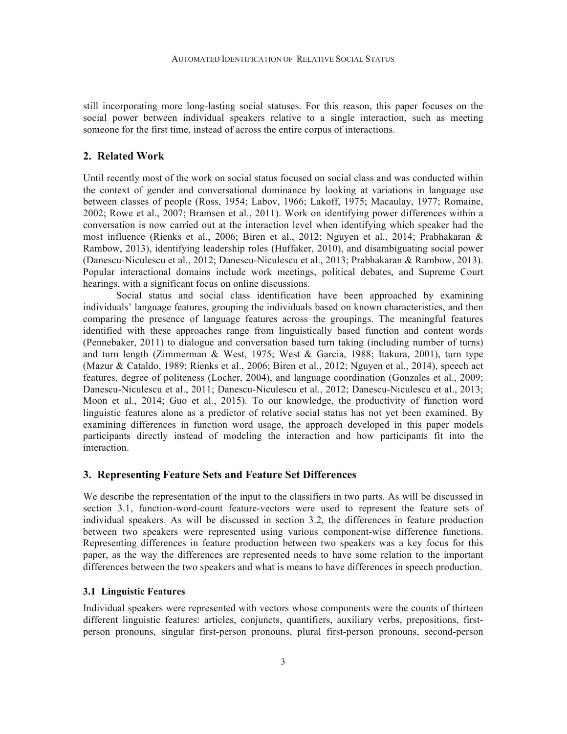still incorporating more long-lasting social statuses. For this reason, this paper focuses on the social power between individual speakers relative to a single interaction, such as meeting someone for the first time, instead of across the entire corpus of interactions.

## 2. Related Work

Until recently most of the work on social status focused on social class and was conducted within the context of gender and conversational dominance by looking at variations in language use between classes of people (Ross, 1954; Labov, 1966; Lakoff, 1975; Macaulay, 1977; Romaine, 2002; Rowe et al., 2007; Bramsen et al., 2011). Work on identifying power differences within a conversation is now carried out at the interaction level when identifying which speaker had the most influence (Rienks et al., 2006; Biren et al., 2012; Nguyen et al., 2014; Prabhakaran & Rambow, 2013), identifying leadership roles (Huffaker, 2010), and disambiguating social power (Danescu-Niculescu et al., 2012; Danescu-Niculescu et al., 2013; Prabhakaran & Rambow, 2013). Popular interactional domains include work meetings, political debates, and Supreme Court hearings, with a significant focus on online discussions.

Social status and social class identification have been approached by examining individuals' language features, grouping the individuals based on known characteristics, and then comparing the presence of language features across the groupings. The meaningful features identified with these approaches range from linguistically based function and content words (Pennebaker, 2011) to dialogue and conversation based turn taking (including number of turns) and turn length (Zimmerman & West, 1975; West & Garcia, 1988; Itakura, 2001), turn type (Mazur & Cataldo, 1989; Rienks et al., 2006; Biren et al., 2012; Nguyen et al., 2014), speech act features, degree of politeness (Locher, 2004), and language coordination (Gonzales et al., 2009; Danescu-Niculescu et al., 2011; Danescu-Niculescu et al., 2012; Danescu-Niculescu et al., 2013; Moon et al., 2014; Guo et al., 2015). To our knowledge, the productivity of function word linguistic features alone as a predictor of relative social status has not yet been examined. By examining differences in function word usage, the approach developed in this paper models participants directly instead of modeling the interaction and how participants fit into the interaction.

## 3. Representing Feature Sets and Feature Set Differences

We describe the representation of the input to the classifiers in two parts. As will be discussed in section 3.1, function-word-count feature-vectors were used to represent the feature sets of individual speakers. As will be discussed in section 3.2, the differences in feature production between two speakers were represented using various component-wise difference functions. Representing differences in feature production between two speakers was a key focus for this paper, as the way the differences are represented needs to have some relation to the important differences between the two speakers and what is means to have differences in speech production.

### 3.1 Linguistic Features

Individual speakers were represented with vectors whose components were the counts of thirteen different linguistic features: articles, conjuncts, quantifiers, auxiliary verbs, prepositions, first-person pronouns, singular first-person pronouns, plural first-person pronouns, second-person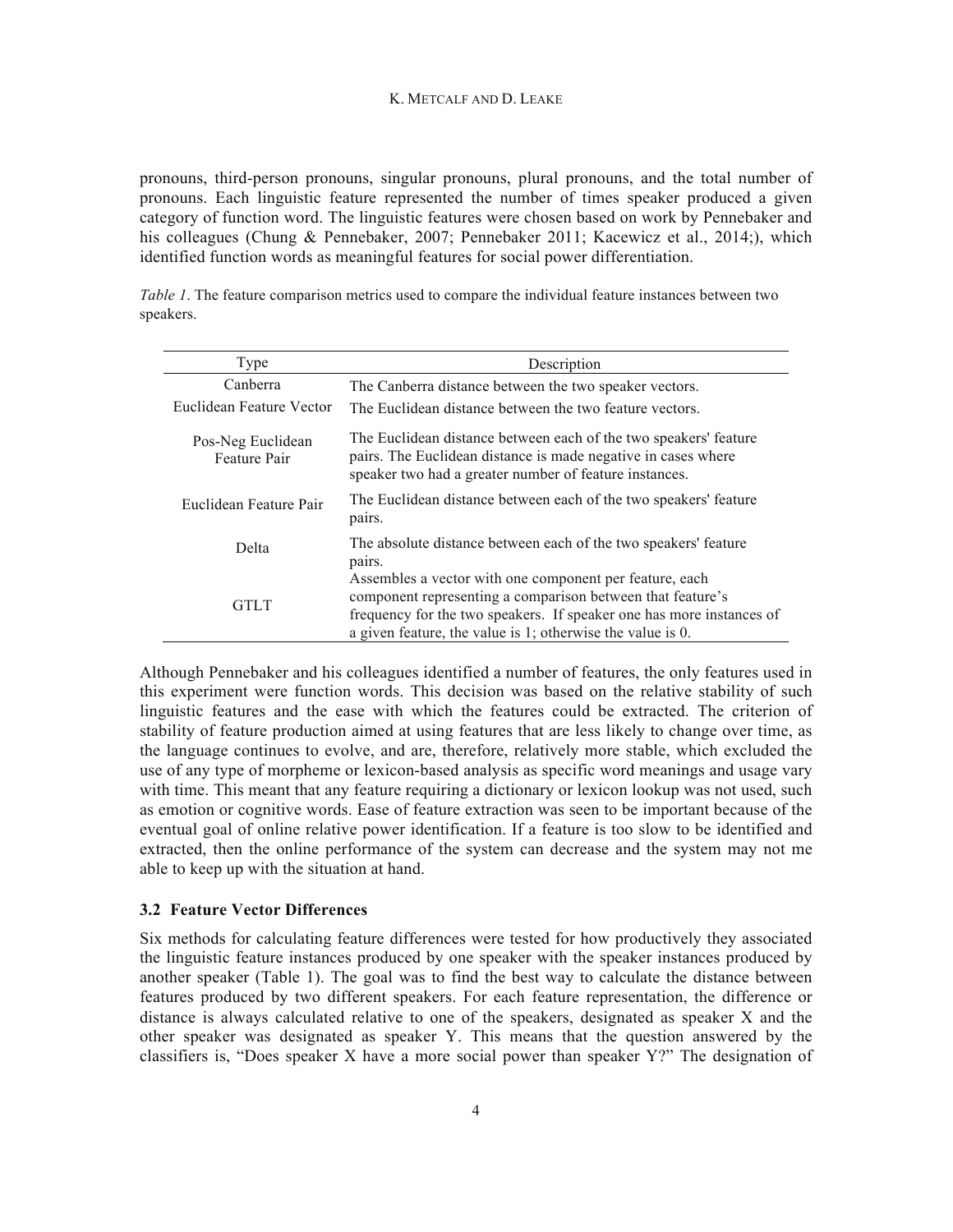pronouns, third-person pronouns, singular pronouns, plural pronouns, and the total number of pronouns. Each linguistic feature represented the number of times speaker produced a given category of function word. The linguistic features were chosen based on work by Pennebaker and his colleagues (Chung & Pennebaker, 2007; Pennebaker 2011; Kacewicz et al., 2014;), which identified function words as meaningful features for social power differentiation.

*Table 1*. The feature comparison metrics used to compare the individual feature instances between two speakers.

| Type | Description |
|---|---|
| Canberra | The Canberra distance between the two speaker vectors. |
| Euclidean Feature Vector | The Euclidean distance between the two feature vectors. |
| Pos-Neg Euclidean Feature Pair | The Euclidean distance between each of the two speakers' feature pairs. The Euclidean distance is made negative in cases where speaker two had a greater number of feature instances. |
| Euclidean Feature Pair | The Euclidean distance between each of the two speakers' feature pairs. |
| Delta | The absolute distance between each of the two speakers' feature pairs. |
| GTLT | Assembles a vector with one component per feature, each component representing a comparison between that feature's frequency for the two speakers. If speaker one has more instances of a given feature, the value is 1; otherwise the value is 0. |

Although Pennebaker and his colleagues identified a number of features, the only features used in this experiment were function words. This decision was based on the relative stability of such linguistic features and the ease with which the features could be extracted. The criterion of stability of feature production aimed at using features that are less likely to change over time, as the language continues to evolve, and are, therefore, relatively more stable, which excluded the use of any type of morpheme or lexicon-based analysis as specific word meanings and usage vary with time. This meant that any feature requiring a dictionary or lexicon lookup was not used, such as emotion or cognitive words. Ease of feature extraction was seen to be important because of the eventual goal of online relative power identification. If a feature is too slow to be identified and extracted, then the online performance of the system can decrease and the system may not me able to keep up with the situation at hand.

### 3.2 Feature Vector Differences

Six methods for calculating feature differences were tested for how productively they associated the linguistic feature instances produced by one speaker with the speaker instances produced by another speaker (Table 1). The goal was to find the best way to calculate the distance between features produced by two different speakers. For each feature representation, the difference or distance is always calculated relative to one of the speakers, designated as speaker X and the other speaker was designated as speaker Y. This means that the question answered by the classifiers is, "Does speaker X have a more social power than speaker Y?" The designation of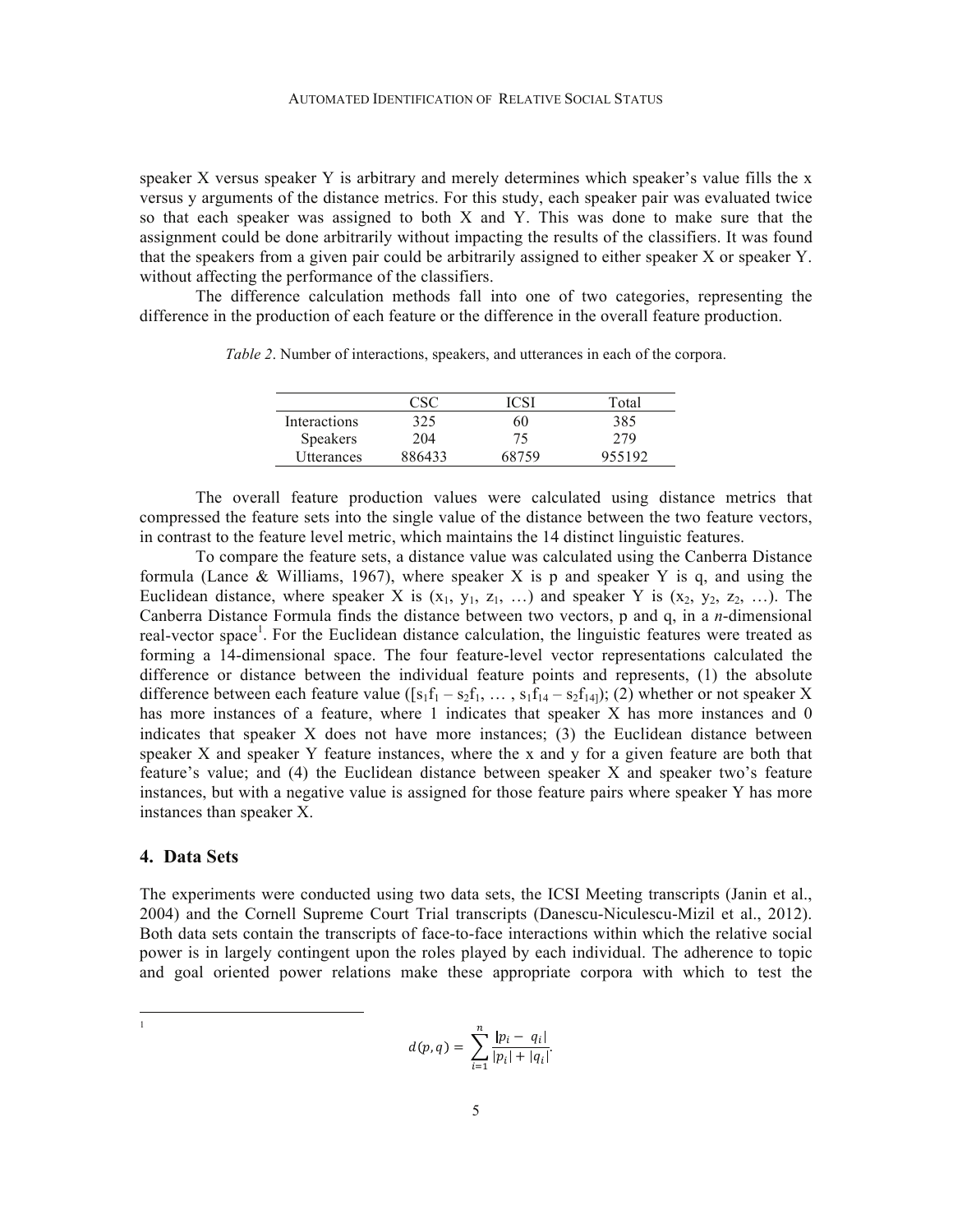speaker X versus speaker Y is arbitrary and merely determines which speaker's value fills the x versus y arguments of the distance metrics. For this study, each speaker pair was evaluated twice so that each speaker was assigned to both X and Y. This was done to make sure that the assignment could be done arbitrarily without impacting the results of the classifiers. It was found that the speakers from a given pair could be arbitrarily assigned to either speaker X or speaker Y. without affecting the performance of the classifiers.

The difference calculation methods fall into one of two categories, representing the difference in the production of each feature or the difference in the overall feature production.

*Table 2*. Number of interactions, speakers, and utterances in each of the corpora.

| | CSC | ICSI | Total |
|---|---|---|---|
| Interactions | 325 | 60 | 385 |
| Speakers | 204 | 75 | 279 |
| Utterances | 886433 | 68759 | 955192 |

The overall feature production values were calculated using distance metrics that compressed the feature sets into the single value of the distance between the two feature vectors, in contrast to the feature level metric, which maintains the 14 distinct linguistic features.

To compare the feature sets, a distance value was calculated using the Canberra Distance formula (Lance & Williams, 1967), where speaker X is p and speaker Y is q, and using the Euclidean distance, where speaker X is ($x_1$, $y_1$, $z_1$, …) and speaker Y is ($x_2$, $y_2$, $z_2$, …). The Canberra Distance Formula finds the distance between two vectors, p and q, in a *n*-dimensional real-vector space[1]. For the Euclidean distance calculation, the linguistic features were treated as forming a 14-dimensional space. The four feature-level vector representations calculated the difference or distance between the individual feature points and represents, (1) the absolute difference between each feature value ([$s_1f_1 - s_2f_1$, … , $s_1f_{14} - s_2f_{14}$]); (2) whether or not speaker X has more instances of a feature, where 1 indicates that speaker X has more instances and 0 indicates that speaker X does not have more instances; (3) the Euclidean distance between speaker X and speaker Y feature instances, where the x and y for a given feature are both that feature's value; and (4) the Euclidean distance between speaker X and speaker two's feature instances, but with a negative value is assigned for those feature pairs where speaker Y has more instances than speaker X.

## 4. Data Sets

The experiments were conducted using two data sets, the ICSI Meeting transcripts (Janin et al., 2004) and the Cornell Supreme Court Trial transcripts (Danescu-Niculescu-Mizil et al., 2012). Both data sets contain the transcripts of face-to-face interactions within which the relative social power is in largely contingent upon the roles played by each individual. The adherence to topic and goal oriented power relations make these appropriate corpora with which to test the

---

[1]

$$d(p,q) = \sum_{i=1}^{n} \frac{|p_i - q_i|}{|p_i| + |q_i|}.$$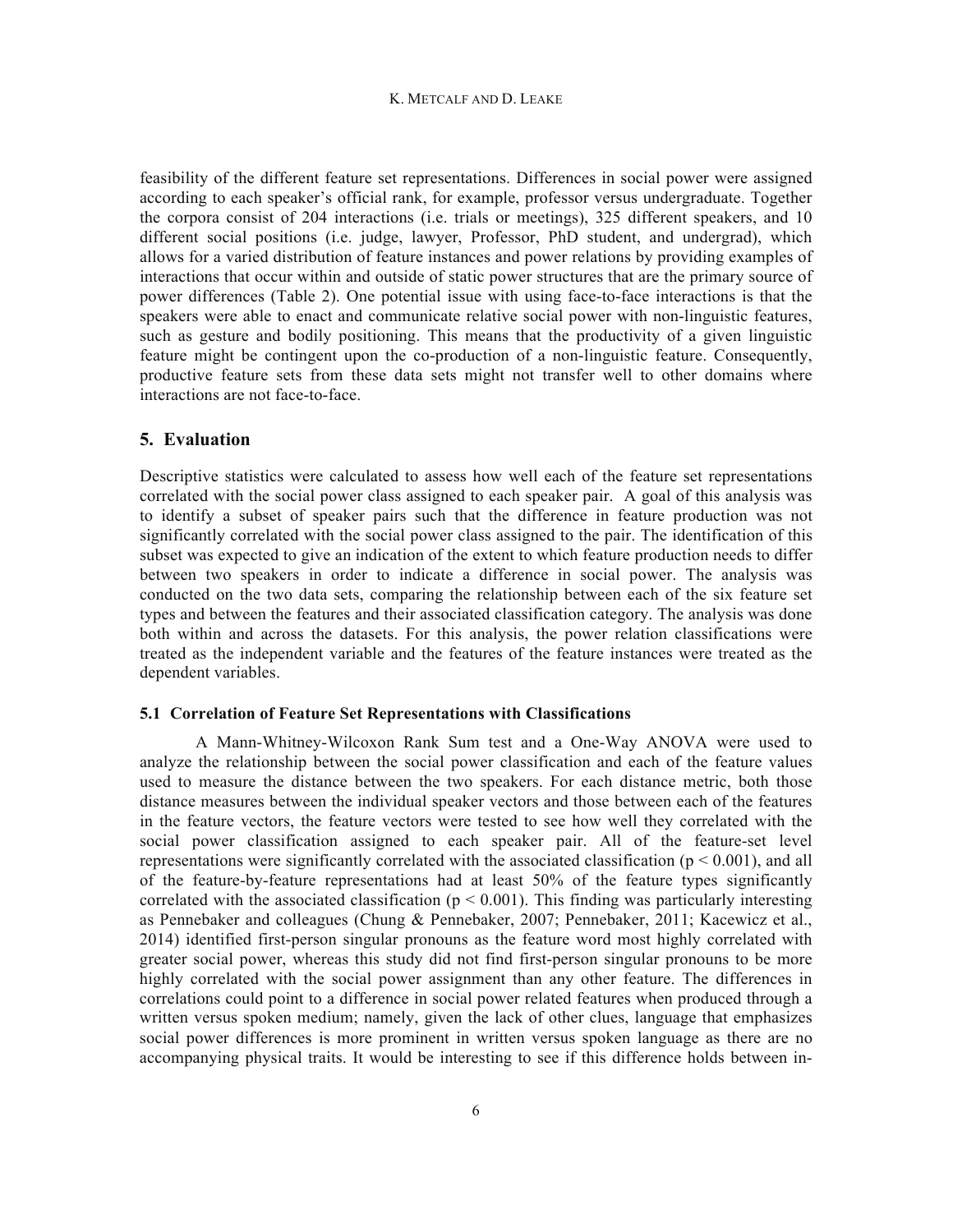feasibility of the different feature set representations. Differences in social power were assigned according to each speaker's official rank, for example, professor versus undergraduate. Together the corpora consist of 204 interactions (i.e. trials or meetings), 325 different speakers, and 10 different social positions (i.e. judge, lawyer, Professor, PhD student, and undergrad), which allows for a varied distribution of feature instances and power relations by providing examples of interactions that occur within and outside of static power structures that are the primary source of power differences (Table 2). One potential issue with using face-to-face interactions is that the speakers were able to enact and communicate relative social power with non-linguistic features, such as gesture and bodily positioning. This means that the productivity of a given linguistic feature might be contingent upon the co-production of a non-linguistic feature. Consequently, productive feature sets from these data sets might not transfer well to other domains where interactions are not face-to-face.

## 5. Evaluation

Descriptive statistics were calculated to assess how well each of the feature set representations correlated with the social power class assigned to each speaker pair. A goal of this analysis was to identify a subset of speaker pairs such that the difference in feature production was not significantly correlated with the social power class assigned to the pair. The identification of this subset was expected to give an indication of the extent to which feature production needs to differ between two speakers in order to indicate a difference in social power. The analysis was conducted on the two data sets, comparing the relationship between each of the six feature set types and between the features and their associated classification category. The analysis was done both within and across the datasets. For this analysis, the power relation classifications were treated as the independent variable and the features of the feature instances were treated as the dependent variables.

### 5.1 Correlation of Feature Set Representations with Classifications

A Mann-Whitney-Wilcoxon Rank Sum test and a One-Way ANOVA were used to analyze the relationship between the social power classification and each of the feature values used to measure the distance between the two speakers. For each distance metric, both those distance measures between the individual speaker vectors and those between each of the features in the feature vectors, the feature vectors were tested to see how well they correlated with the social power classification assigned to each speaker pair. All of the feature-set level representations were significantly correlated with the associated classification ($p < 0.001$), and all of the feature-by-feature representations had at least 50% of the feature types significantly correlated with the associated classification ($p < 0.001$). This finding was particularly interesting as Pennebaker and colleagues (Chung & Pennebaker, 2007; Pennebaker, 2011; Kacewicz et al., 2014) identified first-person singular pronouns as the feature word most highly correlated with greater social power, whereas this study did not find first-person singular pronouns to be more highly correlated with the social power assignment than any other feature. The differences in correlations could point to a difference in social power related features when produced through a written versus spoken medium; namely, given the lack of other clues, language that emphasizes social power differences is more prominent in written versus spoken language as there are no accompanying physical traits. It would be interesting to see if this difference holds between in-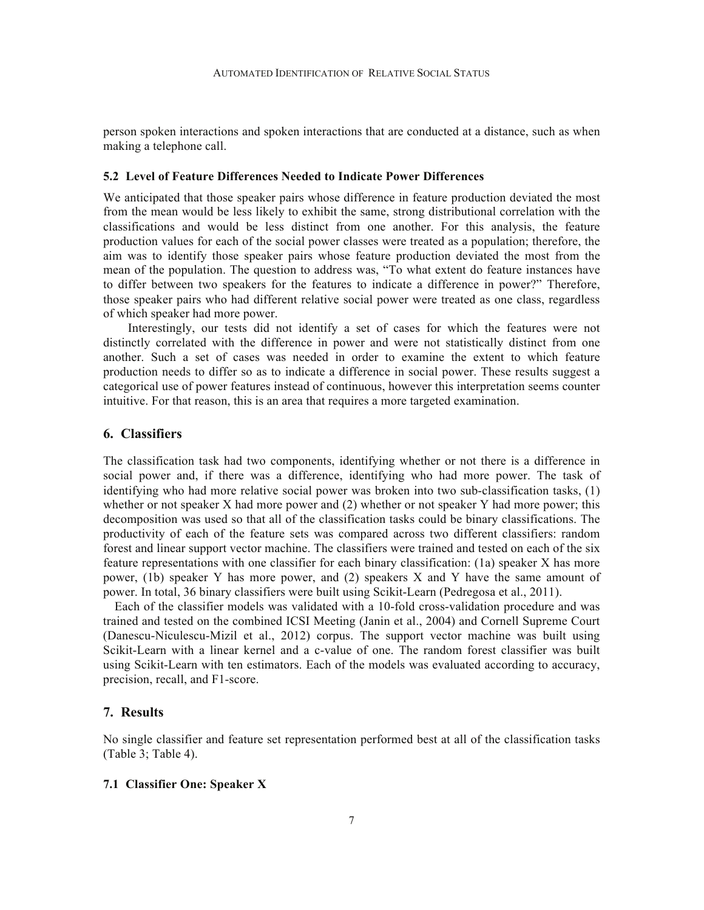person spoken interactions and spoken interactions that are conducted at a distance, such as when making a telephone call.

### 5.2 Level of Feature Differences Needed to Indicate Power Differences

We anticipated that those speaker pairs whose difference in feature production deviated the most from the mean would be less likely to exhibit the same, strong distributional correlation with the classifications and would be less distinct from one another. For this analysis, the feature production values for each of the social power classes were treated as a population; therefore, the aim was to identify those speaker pairs whose feature production deviated the most from the mean of the population. The question to address was, "To what extent do feature instances have to differ between two speakers for the features to indicate a difference in power?" Therefore, those speaker pairs who had different relative social power were treated as one class, regardless of which speaker had more power.

Interestingly, our tests did not identify a set of cases for which the features were not distinctly correlated with the difference in power and were not statistically distinct from one another. Such a set of cases was needed in order to examine the extent to which feature production needs to differ so as to indicate a difference in social power. These results suggest a categorical use of power features instead of continuous, however this interpretation seems counter intuitive. For that reason, this is an area that requires a more targeted examination.

## 6. Classifiers

The classification task had two components, identifying whether or not there is a difference in social power and, if there was a difference, identifying who had more power. The task of identifying who had more relative social power was broken into two sub-classification tasks, (1) whether or not speaker X had more power and (2) whether or not speaker Y had more power; this decomposition was used so that all of the classification tasks could be binary classifications. The productivity of each of the feature sets was compared across two different classifiers: random forest and linear support vector machine. The classifiers were trained and tested on each of the six feature representations with one classifier for each binary classification: (1a) speaker X has more power, (1b) speaker Y has more power, and (2) speakers X and Y have the same amount of power. In total, 36 binary classifiers were built using Scikit-Learn (Pedregosa et al., 2011).

Each of the classifier models was validated with a 10-fold cross-validation procedure and was trained and tested on the combined ICSI Meeting (Janin et al., 2004) and Cornell Supreme Court (Danescu-Niculescu-Mizil et al., 2012) corpus. The support vector machine was built using Scikit-Learn with a linear kernel and a c-value of one. The random forest classifier was built using Scikit-Learn with ten estimators. Each of the models was evaluated according to accuracy, precision, recall, and F1-score.

## 7. Results

No single classifier and feature set representation performed best at all of the classification tasks (Table 3; Table 4).

### 7.1 Classifier One: Speaker X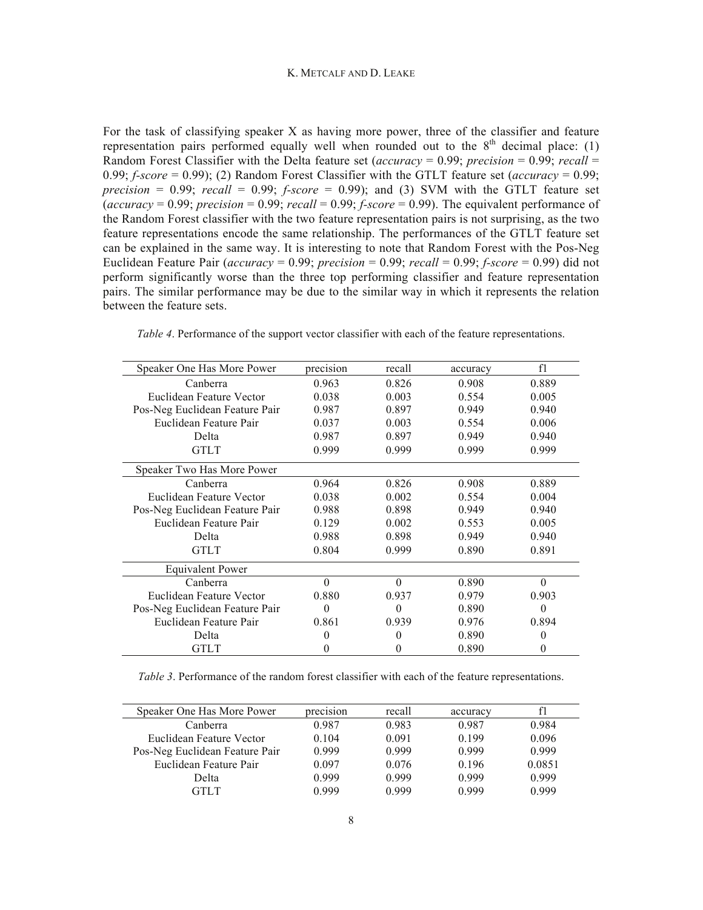For the task of classifying speaker X as having more power, three of the classifier and feature representation pairs performed equally well when rounded out to the 8th decimal place: (1) Random Forest Classifier with the Delta feature set (*accuracy* = 0.99; *precision* = 0.99; *recall* = 0.99; *f-score* = 0.99); (2) Random Forest Classifier with the GTLT feature set (*accuracy* = 0.99; *precision* = 0.99; *recall* = 0.99; *f-score* = 0.99); and (3) SVM with the GTLT feature set (*accuracy* = 0.99; *precision* = 0.99; *recall* = 0.99; *f-score* = 0.99). The equivalent performance of the Random Forest classifier with the two feature representation pairs is not surprising, as the two feature representations encode the same relationship. The performances of the GTLT feature set can be explained in the same way. It is interesting to note that Random Forest with the Pos-Neg Euclidean Feature Pair (*accuracy* = 0.99; *precision* = 0.99; *recall* = 0.99; *f-score* = 0.99) did not perform significantly worse than the three top performing classifier and feature representation pairs. The similar performance may be due to the similar way in which it represents the relation between the feature sets.

*Table 4*. Performance of the support vector classifier with each of the feature representations.

| Speaker One Has More Power | precision | recall | accuracy | f1 |
|---|---|---|---|---|
| Canberra | 0.963 | 0.826 | 0.908 | 0.889 |
| Euclidean Feature Vector | 0.038 | 0.003 | 0.554 | 0.005 |
| Pos-Neg Euclidean Feature Pair | 0.987 | 0.897 | 0.949 | 0.940 |
| Euclidean Feature Pair | 0.037 | 0.003 | 0.554 | 0.006 |
| Delta | 0.987 | 0.897 | 0.949 | 0.940 |
| GTLT | 0.999 | 0.999 | 0.999 | 0.999 |
| **Speaker Two Has More Power** | | | | |
| Canberra | 0.964 | 0.826 | 0.908 | 0.889 |
| Euclidean Feature Vector | 0.038 | 0.002 | 0.554 | 0.004 |
| Pos-Neg Euclidean Feature Pair | 0.988 | 0.898 | 0.949 | 0.940 |
| Euclidean Feature Pair | 0.129 | 0.002 | 0.553 | 0.005 |
| Delta | 0.988 | 0.898 | 0.949 | 0.940 |
| GTLT | 0.804 | 0.999 | 0.890 | 0.891 |
| **Equivalent Power** | | | | |
| Canberra | 0 | 0 | 0.890 | 0 |
| Euclidean Feature Vector | 0.880 | 0.937 | 0.979 | 0.903 |
| Pos-Neg Euclidean Feature Pair | 0 | 0 | 0.890 | 0 |
| Euclidean Feature Pair | 0.861 | 0.939 | 0.976 | 0.894 |
| Delta | 0 | 0 | 0.890 | 0 |
| GTLT | 0 | 0 | 0.890 | 0 |

*Table 3*. Performance of the random forest classifier with each of the feature representations.

| Speaker One Has More Power | precision | recall | accuracy | f1 |
|---|---|---|---|---|
| Canberra | 0.987 | 0.983 | 0.987 | 0.984 |
| Euclidean Feature Vector | 0.104 | 0.091 | 0.199 | 0.096 |
| Pos-Neg Euclidean Feature Pair | 0.999 | 0.999 | 0.999 | 0.999 |
| Euclidean Feature Pair | 0.097 | 0.076 | 0.196 | 0.0851 |
| Delta | 0.999 | 0.999 | 0.999 | 0.999 |
| GTLT | 0.999 | 0.999 | 0.999 | 0.999 |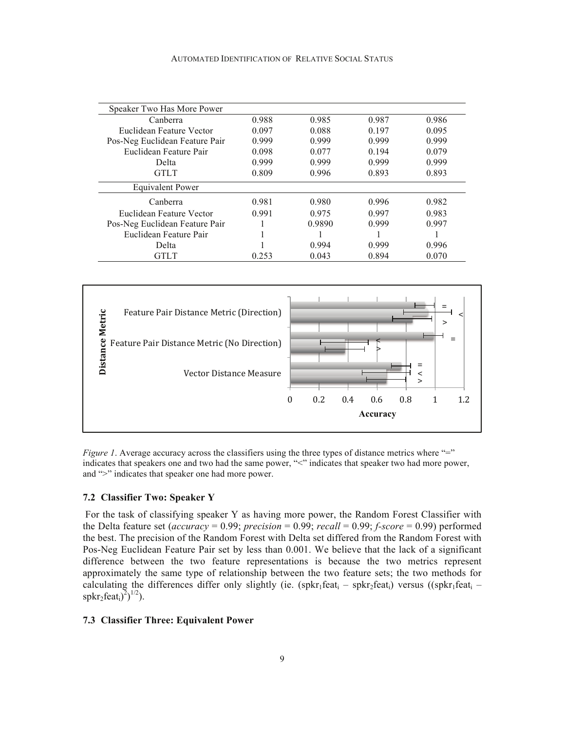| | | | | |
|---|---|---|---|---|
| **Speaker Two Has More Power** | | | | |
| Canberra | 0.988 | 0.985 | 0.987 | 0.986 |
| Euclidean Feature Vector | 0.097 | 0.088 | 0.197 | 0.095 |
| Pos-Neg Euclidean Feature Pair | 0.999 | 0.999 | 0.999 | 0.999 |
| Euclidean Feature Pair | 0.098 | 0.077 | 0.194 | 0.079 |
| Delta | 0.999 | 0.999 | 0.999 | 0.999 |
| GTLT | 0.809 | 0.996 | 0.893 | 0.893 |
| **Equivalent Power** | | | | |
| Canberra | 0.981 | 0.980 | 0.996 | 0.982 |
| Euclidean Feature Vector | 0.991 | 0.975 | 0.997 | 0.983 |
| Pos-Neg Euclidean Feature Pair | 1 | 0.9890 | 0.999 | 0.997 |
| Euclidean Feature Pair | 1 | 1 | 1 | 1 |
| Delta | 1 | 0.994 | 0.999 | 0.996 |
| GTLT | 0.253 | 0.043 | 0.894 | 0.070 |

*Figure 1*. Average accuracy across the classifiers using the three types of distance metrics where "=" indicates that speakers one and two had the same power, "<" indicates that speaker two had more power, and ">" indicates that speaker one had more power.

### 7.2 Classifier Two: Speaker Y

For the task of classifying speaker Y as having more power, the Random Forest Classifier with the Delta feature set (*accuracy* = 0.99; *precision* = 0.99; *recall* = 0.99; *f-score* = 0.99) performed the best. The precision of the Random Forest with Delta set differed from the Random Forest with Pos-Neg Euclidean Feature Pair set by less than 0.001. We believe that the lack of a significant difference between the two feature representations is because the two metrics represent approximately the same type of relationship between the two feature sets; the two methods for calculating the differences differ only slightly (ie. ($spkr_1feat_i - spkr_2feat_i$) versus ($(spkr_1feat_i - spkr_2feat_i)^2)^{1/2}$).

### 7.3 Classifier Three: Equivalent Power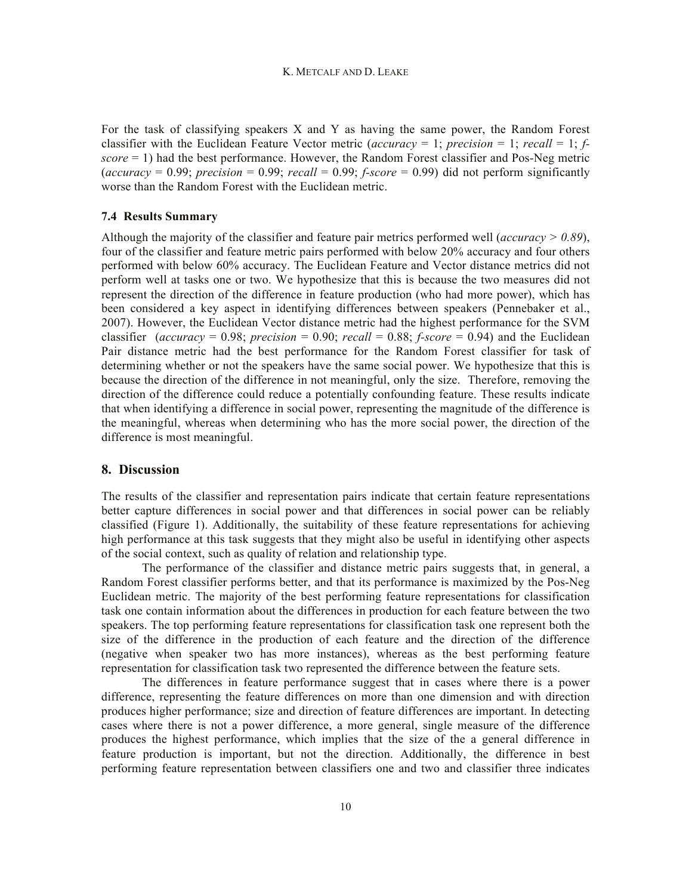For the task of classifying speakers X and Y as having the same power, the Random Forest classifier with the Euclidean Feature Vector metric (*accuracy* = 1; *precision* = 1; *recall* = 1; *f-score* = 1) had the best performance. However, the Random Forest classifier and Pos-Neg metric (*accuracy* = 0.99; *precision* = 0.99; *recall* = 0.99; *f-score* = 0.99) did not perform significantly worse than the Random Forest with the Euclidean metric.

### 7.4 Results Summary

Although the majority of the classifier and feature pair metrics performed well (*accuracy > 0.89*), four of the classifier and feature metric pairs performed with below 20% accuracy and four others performed with below 60% accuracy. The Euclidean Feature and Vector distance metrics did not perform well at tasks one or two. We hypothesize that this is because the two measures did not represent the direction of the difference in feature production (who had more power), which has been considered a key aspect in identifying differences between speakers (Pennebaker et al., 2007). However, the Euclidean Vector distance metric had the highest performance for the SVM classifier (*accuracy* = 0.98; *precision* = 0.90; *recall* = 0.88; *f-score* = 0.94) and the Euclidean Pair distance metric had the best performance for the Random Forest classifier for task of determining whether or not the speakers have the same social power. We hypothesize that this is because the direction of the difference in not meaningful, only the size. Therefore, removing the direction of the difference could reduce a potentially confounding feature. These results indicate that when identifying a difference in social power, representing the magnitude of the difference is the meaningful, whereas when determining who has the more social power, the direction of the difference is most meaningful.

## 8. Discussion

The results of the classifier and representation pairs indicate that certain feature representations better capture differences in social power and that differences in social power can be reliably classified (Figure 1). Additionally, the suitability of these feature representations for achieving high performance at this task suggests that they might also be useful in identifying other aspects of the social context, such as quality of relation and relationship type.

The performance of the classifier and distance metric pairs suggests that, in general, a Random Forest classifier performs better, and that its performance is maximized by the Pos-Neg Euclidean metric. The majority of the best performing feature representations for classification task one contain information about the differences in production for each feature between the two speakers. The top performing feature representations for classification task one represent both the size of the difference in the production of each feature and the direction of the difference (negative when speaker two has more instances), whereas as the best performing feature representation for classification task two represented the difference between the feature sets.

The differences in feature performance suggest that in cases where there is a power difference, representing the feature differences on more than one dimension and with direction produces higher performance; size and direction of feature differences are important. In detecting cases where there is not a power difference, a more general, single measure of the difference produces the highest performance, which implies that the size of the a general difference in feature production is important, but not the direction. Additionally, the difference in best performing feature representation between classifiers one and two and classifier three indicates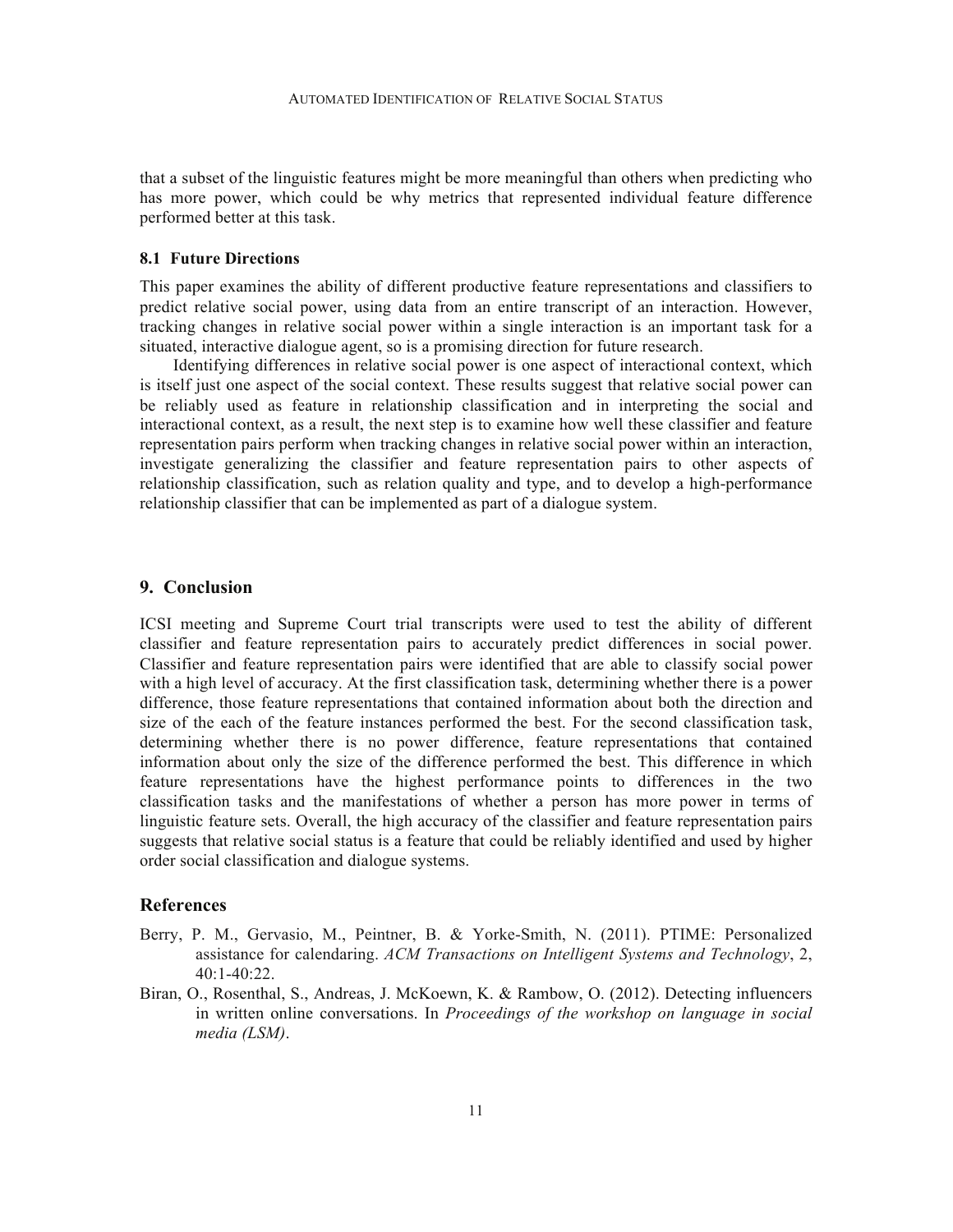that a subset of the linguistic features might be more meaningful than others when predicting who has more power, which could be why metrics that represented individual feature difference performed better at this task.

### 8.1 Future Directions

This paper examines the ability of different productive feature representations and classifiers to predict relative social power, using data from an entire transcript of an interaction. However, tracking changes in relative social power within a single interaction is an important task for a situated, interactive dialogue agent, so is a promising direction for future research.

Identifying differences in relative social power is one aspect of interactional context, which is itself just one aspect of the social context. These results suggest that relative social power can be reliably used as feature in relationship classification and in interpreting the social and interactional context, as a result, the next step is to examine how well these classifier and feature representation pairs perform when tracking changes in relative social power within an interaction, investigate generalizing the classifier and feature representation pairs to other aspects of relationship classification, such as relation quality and type, and to develop a high-performance relationship classifier that can be implemented as part of a dialogue system.

## 9. Conclusion

ICSI meeting and Supreme Court trial transcripts were used to test the ability of different classifier and feature representation pairs to accurately predict differences in social power. Classifier and feature representation pairs were identified that are able to classify social power with a high level of accuracy. At the first classification task, determining whether there is a power difference, those feature representations that contained information about both the direction and size of the each of the feature instances performed the best. For the second classification task, determining whether there is no power difference, feature representations that contained information about only the size of the difference performed the best. This difference in which feature representations have the highest performance points to differences in the two classification tasks and the manifestations of whether a person has more power in terms of linguistic feature sets. Overall, the high accuracy of the classifier and feature representation pairs suggests that relative social status is a feature that could be reliably identified and used by higher order social classification and dialogue systems.

## References

Berry, P. M., Gervasio, M., Peintner, B. & Yorke-Smith, N. (2011). PTIME: Personalized assistance for calendaring. *ACM Transactions on Intelligent Systems and Technology*, 2, 40:1-40:22.

Biran, O., Rosenthal, S., Andreas, J. McKoewn, K. & Rambow, O. (2012). Detecting influencers in written online conversations. In *Proceedings of the workshop on language in social media (LSM)*.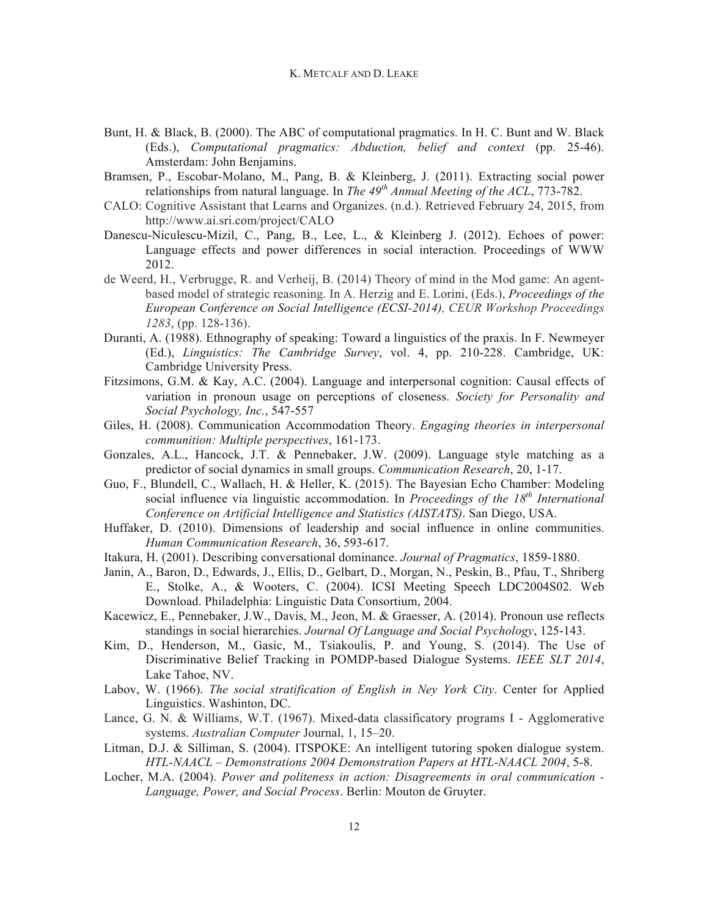Bunt, H. & Black, B. (2000). The ABC of computational pragmatics. In H. C. Bunt and W. Black (Eds.), *Computational pragmatics: Abduction, belief and context* (pp. 25-46). Amsterdam: John Benjamins.

Bramsen, P., Escobar-Molano, M., Pang, B. & Kleinberg, J. (2011). Extracting social power relationships from natural language. In *The 49th Annual Meeting of the ACL*, 773-782.

CALO: Cognitive Assistant that Learns and Organizes. (n.d.). Retrieved February 24, 2015, from http://www.ai.sri.com/project/CALO

Danescu-Niculescu-Mizil, C., Pang, B., Lee, L., & Kleinberg J. (2012). Echoes of power: Language effects and power differences in social interaction. Proceedings of WWW 2012.

de Weerd, H., Verbrugge, R. and Verheij, B. (2014) Theory of mind in the Mod game: An agent-based model of strategic reasoning. In A. Herzig and E. Lorini, (Eds.), *Proceedings of the European Conference on Social Intelligence (ECSI-2014), CEUR Workshop Proceedings 1283*, (pp. 128-136).

Duranti, A. (1988). Ethnography of speaking: Toward a linguistics of the praxis. In F. Newmeyer (Ed.), *Linguistics: The Cambridge Survey*, vol. 4, pp. 210-228. Cambridge, UK: Cambridge University Press.

Fitzsimons, G.M. & Kay, A.C. (2004). Language and interpersonal cognition: Causal effects of variation in pronoun usage on perceptions of closeness. *Society for Personality and Social Psychology, Inc.*, 547-557

Giles, H. (2008). Communication Accommodation Theory. *Engaging theories in interpersonal communition: Multiple perspectives*, 161-173.

Gonzales, A.L., Hancock, J.T. & Pennebaker, J.W. (2009). Language style matching as a predictor of social dynamics in small groups. *Communication Research*, 20, 1-17.

Guo, F., Blundell, C., Wallach, H. & Heller, K. (2015). The Bayesian Echo Chamber: Modeling social influence via linguistic accommodation. In *Proceedings of the 18th International Conference on Artificial Intelligence and Statistics (AISTATS)*. San Diego, USA.

Huffaker, D. (2010). Dimensions of leadership and social influence in online communities. *Human Communication Research*, 36, 593-617.

Itakura, H. (2001). Describing conversational dominance. *Journal of Pragmatics*, 1859-1880.

Janin, A., Baron, D., Edwards, J., Ellis, D., Gelbart, D., Morgan, N., Peskin, B., Pfau, T., Shriberg E., Stolke, A., & Wooters, C. (2004). ICSI Meeting Speech LDC2004S02. Web Download. Philadelphia: Linguistic Data Consortium, 2004.

Kacewicz, E., Pennebaker, J.W., Davis, M., Jeon, M. & Graesser, A. (2014). Pronoun use reflects standings in social hierarchies. *Journal Of Language and Social Psychology*, 125-143.

Kim, D., Henderson, M., Gasic, M., Tsiakoulis, P. and Young, S. (2014). The Use of Discriminative Belief Tracking in POMDP-based Dialogue Systems. *IEEE SLT 2014*, Lake Tahoe, NV.

Labov, W. (1966). *The social stratification of English in Ney York City*. Center for Applied Linguistics. Washinton, DC.

Lance, G. N. & Williams, W.T. (1967). Mixed-data classificatory programs I - Agglomerative systems. *Australian Computer* Journal, 1, 15–20.

Litman, D.J. & Silliman, S. (2004). ITSPOKE: An intelligent tutoring spoken dialogue system. *HTL-NAACL – Demonstrations 2004 Demonstration Papers at HTL-NAACL 2004*, 5-8.

Locher, M.A. (2004). *Power and politeness in action: Disagreements in oral communication - Language, Power, and Social Process*. Berlin: Mouton de Gruyter.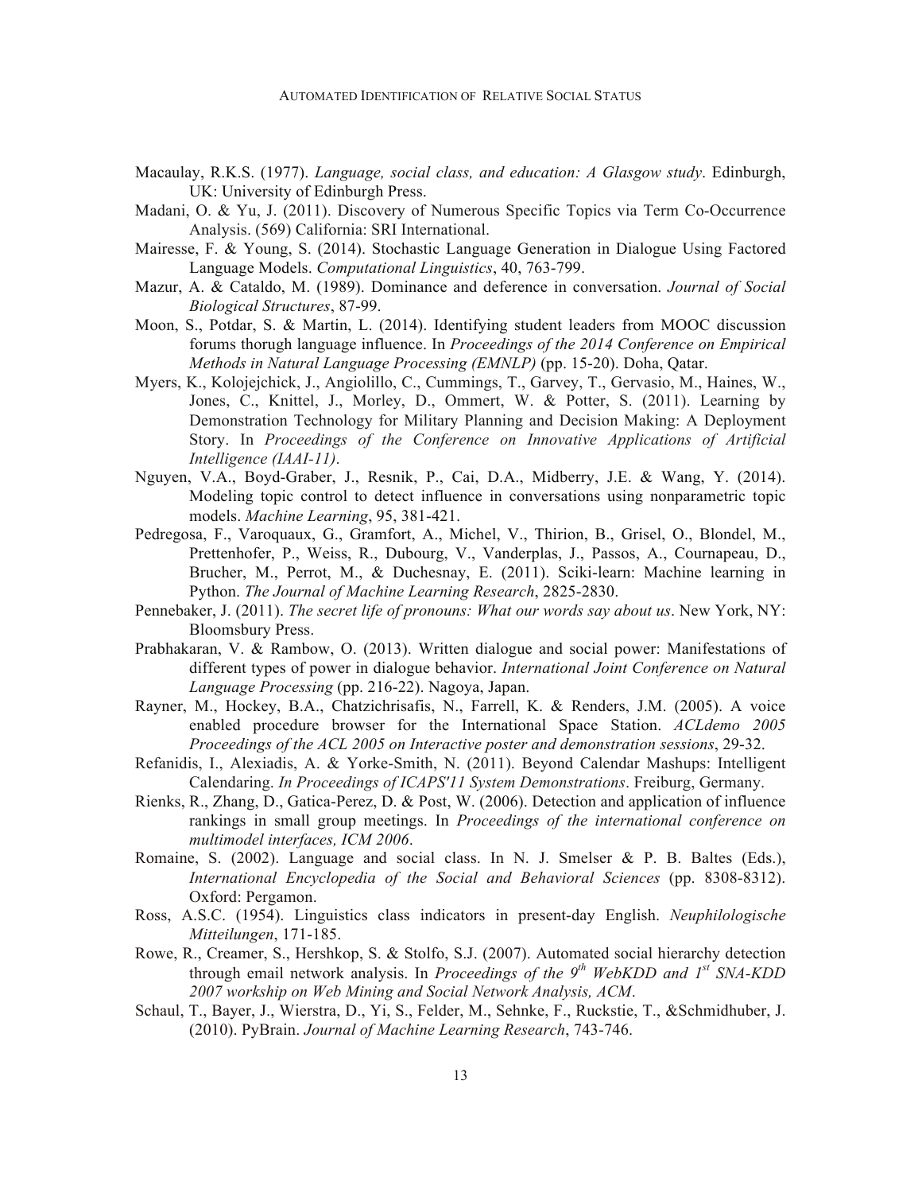Macaulay, R.K.S. (1977). *Language, social class, and education: A Glasgow study*. Edinburgh, UK: University of Edinburgh Press.

Madani, O. & Yu, J. (2011). Discovery of Numerous Specific Topics via Term Co-Occurrence Analysis. (569) California: SRI International.

Mairesse, F. & Young, S. (2014). Stochastic Language Generation in Dialogue Using Factored Language Models. *Computational Linguistics*, 40, 763-799.

Mazur, A. & Cataldo, M. (1989). Dominance and deference in conversation. *Journal of Social Biological Structures*, 87-99.

Moon, S., Potdar, S. & Martin, L. (2014). Identifying student leaders from MOOC discussion forums thorugh language influence. In *Proceedings of the 2014 Conference on Empirical Methods in Natural Language Processing (EMNLP)* (pp. 15-20). Doha, Qatar.

Myers, K., Kolojejchick, J., Angiolillo, C., Cummings, T., Garvey, T., Gervasio, M., Haines, W., Jones, C., Knittel, J., Morley, D., Ommert, W. & Potter, S. (2011). Learning by Demonstration Technology for Military Planning and Decision Making: A Deployment Story. In *Proceedings of the Conference on Innovative Applications of Artificial Intelligence (IAAI-11)*.

Nguyen, V.A., Boyd-Graber, J., Resnik, P., Cai, D.A., Midberry, J.E. & Wang, Y. (2014). Modeling topic control to detect influence in conversations using nonparametric topic models. *Machine Learning*, 95, 381-421.

Pedregosa, F., Varoquaux, G., Gramfort, A., Michel, V., Thirion, B., Grisel, O., Blondel, M., Prettenhofer, P., Weiss, R., Dubourg, V., Vanderplas, J., Passos, A., Cournapeau, D., Brucher, M., Perrot, M., & Duchesnay, E. (2011). Sciki-learn: Machine learning in Python. *The Journal of Machine Learning Research*, 2825-2830.

Pennebaker, J. (2011). *The secret life of pronouns: What our words say about us*. New York, NY: Bloomsbury Press.

Prabhakaran, V. & Rambow, O. (2013). Written dialogue and social power: Manifestations of different types of power in dialogue behavior. *International Joint Conference on Natural Language Processing* (pp. 216-22). Nagoya, Japan.

Rayner, M., Hockey, B.A., Chatzichrisafis, N., Farrell, K. & Renders, J.M. (2005). A voice enabled procedure browser for the International Space Station. *ACLdemo 2005 Proceedings of the ACL 2005 on Interactive poster and demonstration sessions*, 29-32.

Refanidis, I., Alexiadis, A. & Yorke-Smith, N. (2011). Beyond Calendar Mashups: Intelligent Calendaring. *In Proceedings of ICAPS'11 System Demonstrations*. Freiburg, Germany.

Rienks, R., Zhang, D., Gatica-Perez, D. & Post, W. (2006). Detection and application of influence rankings in small group meetings. In *Proceedings of the international conference on multimodel interfaces, ICM 2006*.

Romaine, S. (2002). Language and social class. In N. J. Smelser & P. B. Baltes (Eds.), *International Encyclopedia of the Social and Behavioral Sciences* (pp. 8308-8312). Oxford: Pergamon.

Ross, A.S.C. (1954). Linguistics class indicators in present-day English. *Neuphilologische Mitteilungen*, 171-185.

Rowe, R., Creamer, S., Hershkop, S. & Stolfo, S.J. (2007). Automated social hierarchy detection through email network analysis. In *Proceedings of the 9th WebKDD and 1st SNA-KDD 2007 workship on Web Mining and Social Network Analysis, ACM*.

Schaul, T., Bayer, J., Wierstra, D., Yi, S., Felder, M., Sehnke, F., Ruckstie, T., &Schmidhuber, J. (2010). PyBrain. *Journal of Machine Learning Research*, 743-746.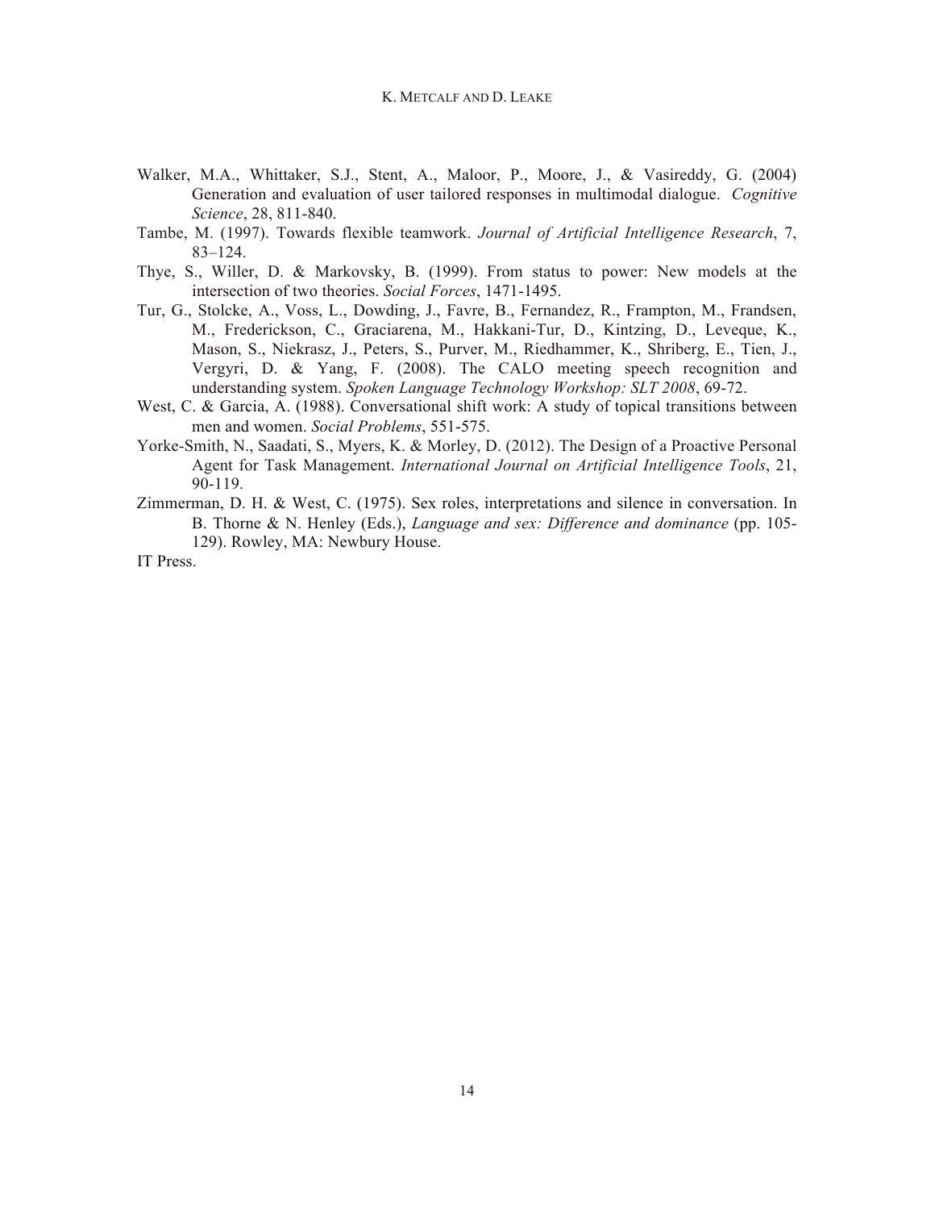Walker, M.A., Whittaker, S.J., Stent, A., Maloor, P., Moore, J., & Vasireddy, G. (2004) Generation and evaluation of user tailored responses in multimodal dialogue. *Cognitive Science*, 28, 811-840.

Tambe, M. (1997). Towards flexible teamwork. *Journal of Artificial Intelligence Research*, 7, 83–124.

Thye, S., Willer, D. & Markovsky, B. (1999). From status to power: New models at the intersection of two theories. *Social Forces*, 1471-1495.

Tur, G., Stolcke, A., Voss, L., Dowding, J., Favre, B., Fernandez, R., Frampton, M., Frandsen, M., Frederickson, C., Graciarena, M., Hakkani-Tur, D., Kintzing, D., Leveque, K., Mason, S., Niekrasz, J., Peters, S., Purver, M., Riedhammer, K., Shriberg, E., Tien, J., Vergyri, D. & Yang, F. (2008). The CALO meeting speech recognition and understanding system. *Spoken Language Technology Workshop: SLT 2008*, 69-72.

West, C. & Garcia, A. (1988). Conversational shift work: A study of topical transitions between men and women. *Social Problems*, 551-575.

Yorke-Smith, N., Saadati, S., Myers, K. & Morley, D. (2012). The Design of a Proactive Personal Agent for Task Management. *International Journal on Artificial Intelligence Tools*, 21, 90-119.

Zimmerman, D. H. & West, C. (1975). Sex roles, interpretations and silence in conversation. In B. Thorne & N. Henley (Eds.), *Language and sex: Difference and dominance* (pp. 105-129). Rowley, MA: Newbury House.

IT Press.